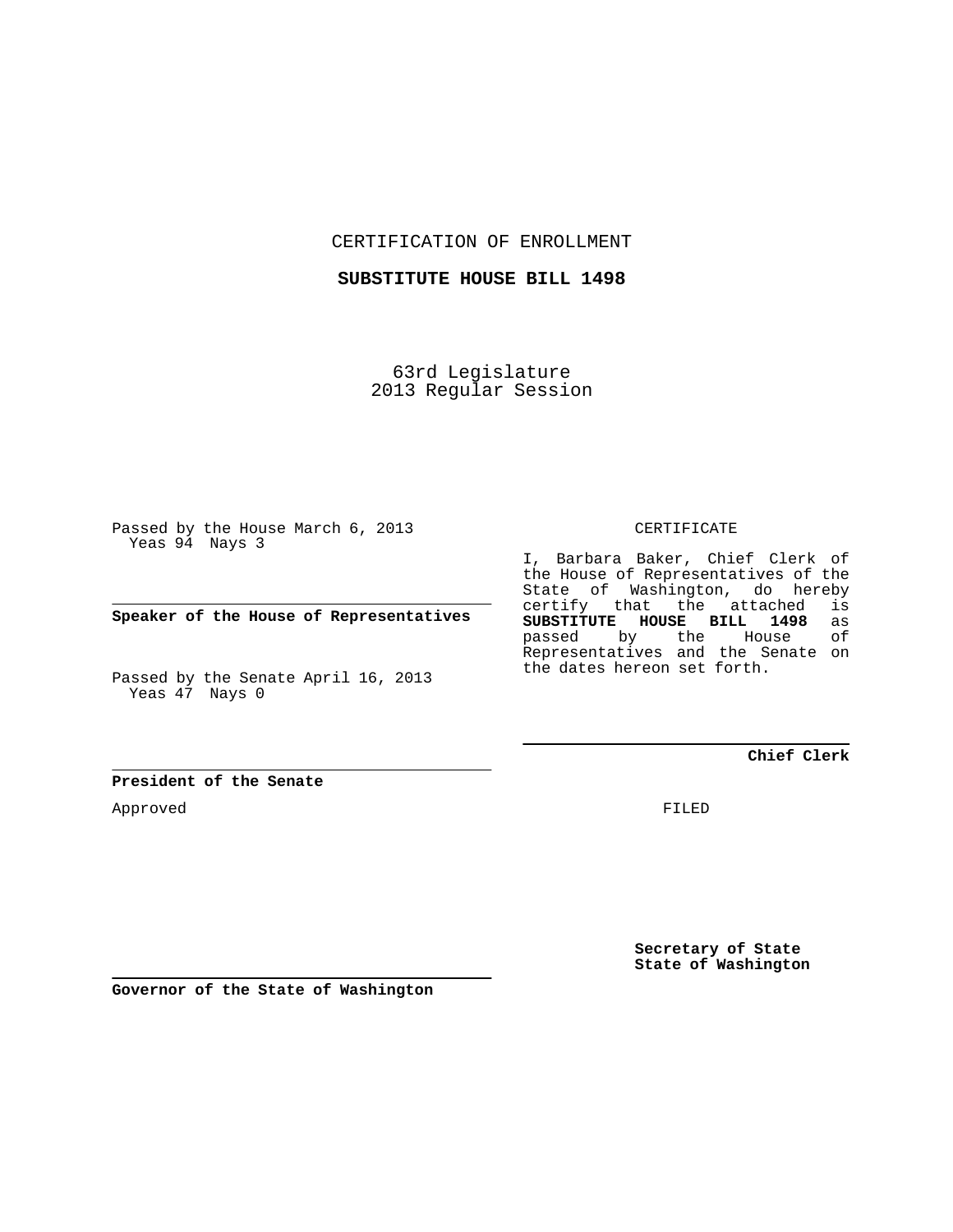CERTIFICATION OF ENROLLMENT

**SUBSTITUTE HOUSE BILL 1498**

63rd Legislature
2013 Regular Session

Passed by the House March 6, 2013
Yeas 94 Nays 3

**Speaker of the House of Representatives**

Passed by the Senate April 16, 2013
Yeas 47 Nays 0

**President of the Senate**

Approved

**Governor of the State of Washington**

CERTIFICATE

I, Barbara Baker, Chief Clerk of the House of Representatives of the State of Washington, do hereby certify that the attached is **SUBSTITUTE HOUSE BILL 1498** as passed by the House of Representatives and the Senate on the dates hereon set forth.

**Chief Clerk**

FILED

**Secretary of State**
**State of Washington**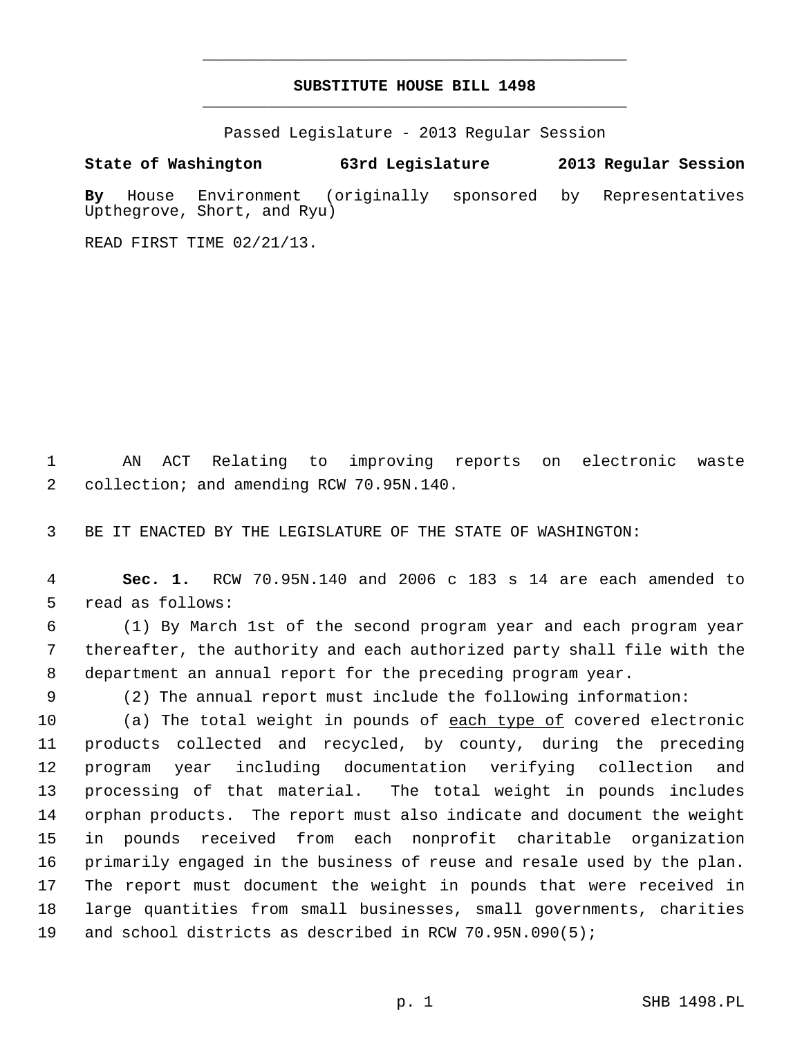# SUBSTITUTE HOUSE BILL 1498

Passed Legislature - 2013 Regular Session

**State of Washington 63rd Legislature 2013 Regular Session**

**By** House Environment (originally sponsored by Representatives Upthegrove, Short, and Ryu)

READ FIRST TIME 02/21/13.

AN ACT Relating to improving reports on electronic waste collection; and amending RCW 70.95N.140.

BE IT ENACTED BY THE LEGISLATURE OF THE STATE OF WASHINGTON:

**Sec. 1.** RCW 70.95N.140 and 2006 c 183 s 14 are each amended to read as follows:

(1) By March 1st of the second program year and each program year thereafter, the authority and each authorized party shall file with the department an annual report for the preceding program year.

(2) The annual report must include the following information:

(a) The total weight in pounds of <u>each type of</u> covered electronic products collected and recycled, by county, during the preceding program year including documentation verifying collection and processing of that material. The total weight in pounds includes orphan products. The report must also indicate and document the weight in pounds received from each nonprofit charitable organization primarily engaged in the business of reuse and resale used by the plan. The report must document the weight in pounds that were received in large quantities from small businesses, small governments, charities and school districts as described in RCW 70.95N.090(5);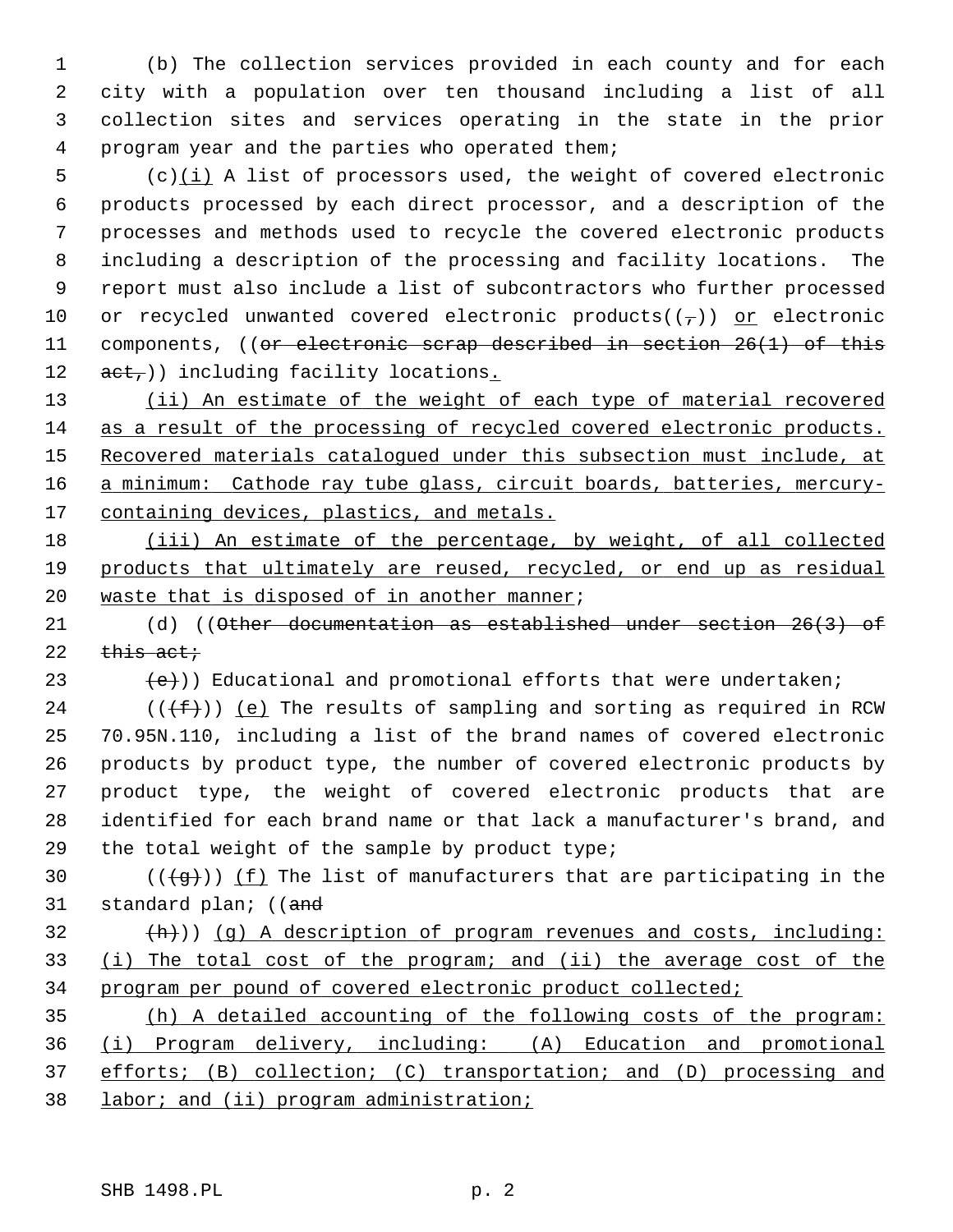(b) The collection services provided in each county and for each city with a population over ten thousand including a list of all collection sites and services operating in the state in the prior program year and the parties who operated them;

(c)(i) A list of processors used, the weight of covered electronic products processed by each direct processor, and a description of the processes and methods used to recycle the covered electronic products including a description of the processing and facility locations. The report must also include a list of subcontractors who further processed or recycled unwanted covered electronic products((,)) or electronic components, ((or electronic scrap described in section 26(1) of this act,)) including facility locations.

(ii) An estimate of the weight of each type of material recovered as a result of the processing of recycled covered electronic products. Recovered materials catalogued under this subsection must include, at a minimum: Cathode ray tube glass, circuit boards, batteries, mercury-containing devices, plastics, and metals.

(iii) An estimate of the percentage, by weight, of all collected products that ultimately are reused, recycled, or end up as residual waste that is disposed of in another manner;

(d) ((Other documentation as established under section 26(3) of this act;

(e))) Educational and promotional efforts that were undertaken;

(((f))) (e) The results of sampling and sorting as required in RCW 70.95N.110, including a list of the brand names of covered electronic products by product type, the number of covered electronic products by product type, the weight of covered electronic products that are identified for each brand name or that lack a manufacturer's brand, and the total weight of the sample by product type;

(((g))) (f) The list of manufacturers that are participating in the standard plan; ((and

(h))) (g) A description of program revenues and costs, including: (i) The total cost of the program; and (ii) the average cost of the program per pound of covered electronic product collected;

(h) A detailed accounting of the following costs of the program: (i) Program delivery, including: (A) Education and promotional efforts; (B) collection; (C) transportation; and (D) processing and labor; and (ii) program administration;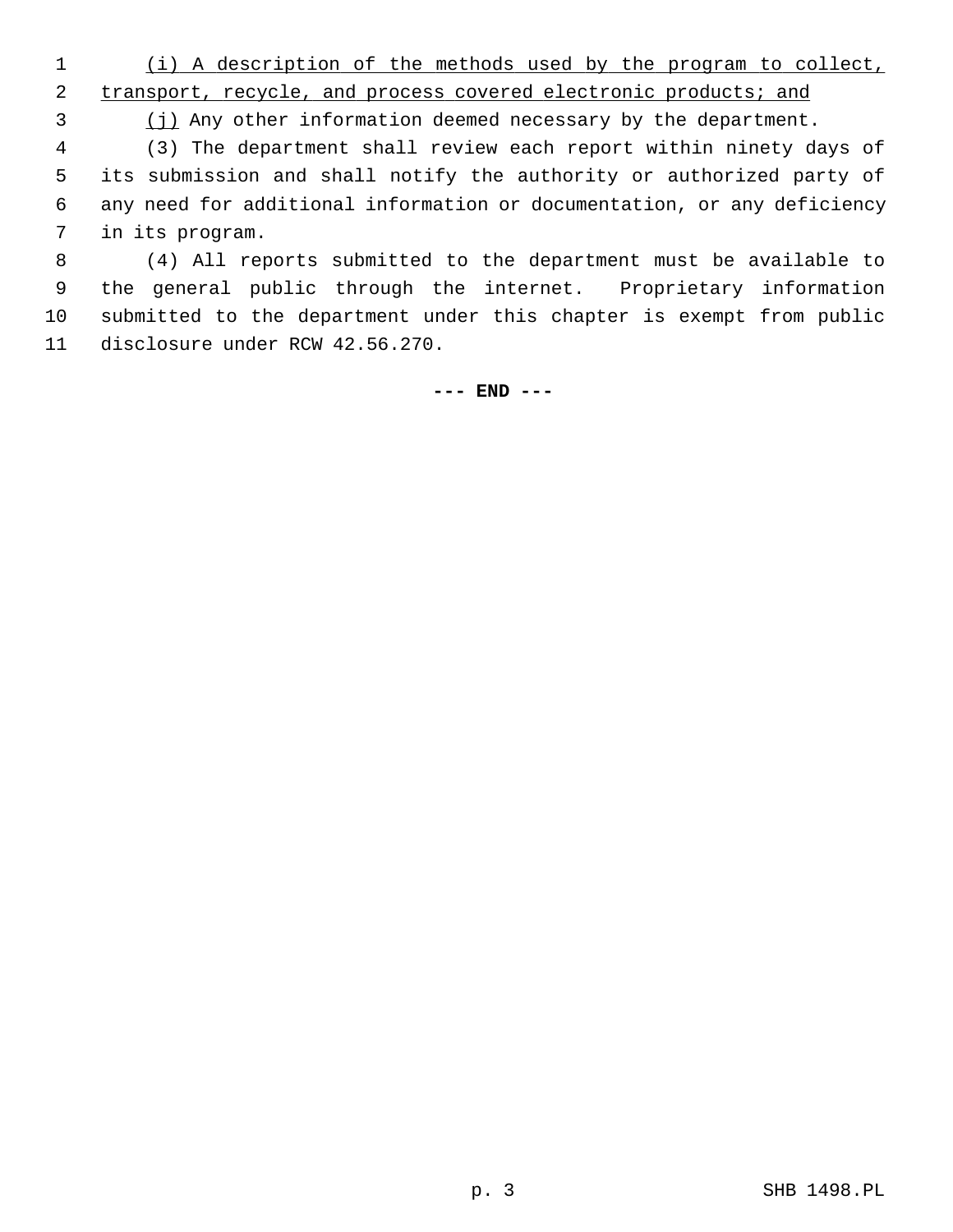(i) A description of the methods used by the program to collect, transport, recycle, and process covered electronic products; and

(j) Any other information deemed necessary by the department.

(3) The department shall review each report within ninety days of its submission and shall notify the authority or authorized party of any need for additional information or documentation, or any deficiency in its program.

(4) All reports submitted to the department must be available to the general public through the internet. Proprietary information submitted to the department under this chapter is exempt from public disclosure under RCW 42.56.270.

**--- END ---**